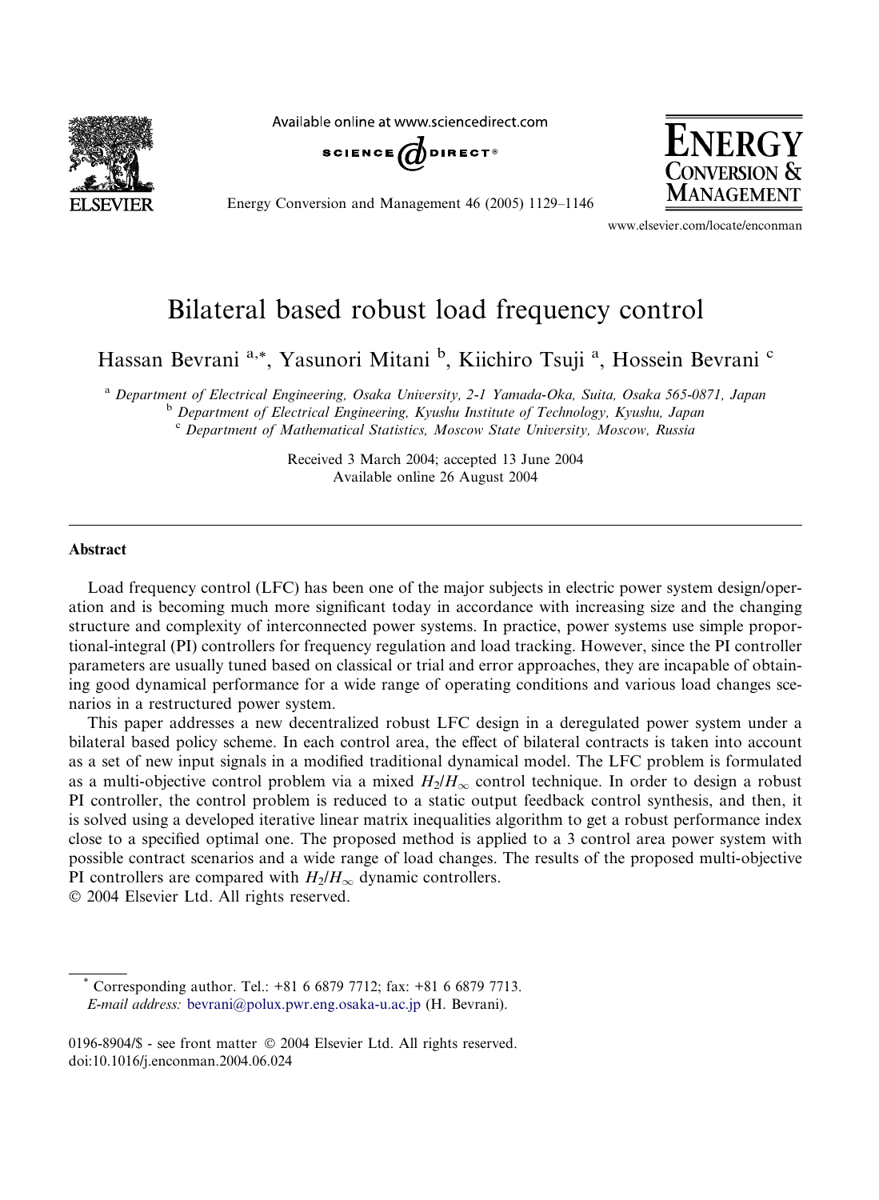# Bilateral based robust load frequency control

Hassan Bevrani [a,*], Yasunori Mitani [b], Kiichiro Tsuji [a], Hossein Bevrani [c]

[a] *Department of Electrical Engineering, Osaka University, 2-1 Yamada-Oka, Suita, Osaka 565-0871, Japan*
[b] *Department of Electrical Engineering, Kyushu Institute of Technology, Kyushu, Japan*
[c] *Department of Mathematical Statistics, Moscow State University, Moscow, Russia*

Received 3 March 2004; accepted 13 June 2004
Available online 26 August 2004

## Abstract

Load frequency control (LFC) has been one of the major subjects in electric power system design/operation and is becoming much more significant today in accordance with increasing size and the changing structure and complexity of interconnected power systems. In practice, power systems use simple proportional-integral (PI) controllers for frequency regulation and load tracking. However, since the PI controller parameters are usually tuned based on classical or trial and error approaches, they are incapable of obtaining good dynamical performance for a wide range of operating conditions and various load changes scenarios in a restructured power system.

This paper addresses a new decentralized robust LFC design in a deregulated power system under a bilateral based policy scheme. In each control area, the effect of bilateral contracts is taken into account as a set of new input signals in a modified traditional dynamical model. The LFC problem is formulated as a multi-objective control problem via a mixed $H_2/H_\infty$ control technique. In order to design a robust PI controller, the control problem is reduced to a static output feedback control synthesis, and then, it is solved using a developed iterative linear matrix inequalities algorithm to get a robust performance index close to a specified optimal one. The proposed method is applied to a 3 control area power system with possible contract scenarios and a wide range of load changes. The results of the proposed multi-objective PI controllers are compared with $H_2/H_\infty$ dynamic controllers.

© 2004 Elsevier Ltd. All rights reserved.

---

* Corresponding author. Tel.: +81 6 6879 7712; fax: +81 6 6879 7713.
*E-mail address:* bevrani@polux.pwr.eng.osaka-u.ac.jp (H. Bevrani).

0196-8904/$ - see front matter © 2004 Elsevier Ltd. All rights reserved.
doi:10.1016/j.enconman.2004.06.024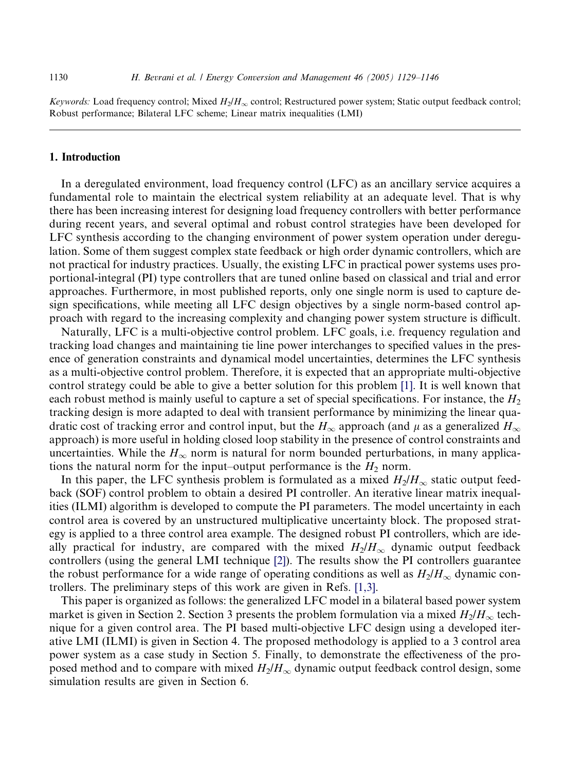*Keywords:* Load frequency control; Mixed $H_2/H_\infty$ control; Restructured power system; Static output feedback control; Robust performance; Bilateral LFC scheme; Linear matrix inequalities (LMI)

## 1. Introduction

In a deregulated environment, load frequency control (LFC) as an ancillary service acquires a fundamental role to maintain the electrical system reliability at an adequate level. That is why there has been increasing interest for designing load frequency controllers with better performance during recent years, and several optimal and robust control strategies have been developed for LFC synthesis according to the changing environment of power system operation under deregulation. Some of them suggest complex state feedback or high order dynamic controllers, which are not practical for industry practices. Usually, the existing LFC in practical power systems uses proportional-integral (PI) type controllers that are tuned online based on classical and trial and error approaches. Furthermore, in most published reports, only one single norm is used to capture design specifications, while meeting all LFC design objectives by a single norm-based control approach with regard to the increasing complexity and changing power system structure is difficult.

Naturally, LFC is a multi-objective control problem. LFC goals, i.e. frequency regulation and tracking load changes and maintaining tie line power interchanges to specified values in the presence of generation constraints and dynamical model uncertainties, determines the LFC synthesis as a multi-objective control problem. Therefore, it is expected that an appropriate multi-objective control strategy could be able to give a better solution for this problem [1]. It is well known that each robust method is mainly useful to capture a set of special specifications. For instance, the $H_2$ tracking design is more adapted to deal with transient performance by minimizing the linear quadratic cost of tracking error and control input, but the $H_\infty$ approach (and $\mu$ as a generalized $H_\infty$ approach) is more useful in holding closed loop stability in the presence of control constraints and uncertainties. While the $H_\infty$ norm is natural for norm bounded perturbations, in many applications the natural norm for the input–output performance is the $H_2$ norm.

In this paper, the LFC synthesis problem is formulated as a mixed $H_2/H_\infty$ static output feedback (SOF) control problem to obtain a desired PI controller. An iterative linear matrix inequalities (ILMI) algorithm is developed to compute the PI parameters. The model uncertainty in each control area is covered by an unstructured multiplicative uncertainty block. The proposed strategy is applied to a three control area example. The designed robust PI controllers, which are ideally practical for industry, are compared with the mixed $H_2/H_\infty$ dynamic output feedback controllers (using the general LMI technique [2]). The results show the PI controllers guarantee the robust performance for a wide range of operating conditions as well as $H_2/H_\infty$ dynamic controllers. The preliminary steps of this work are given in Refs. [1,3].

This paper is organized as follows: the generalized LFC model in a bilateral based power system market is given in Section 2. Section 3 presents the problem formulation via a mixed $H_2/H_\infty$ technique for a given control area. The PI based multi-objective LFC design using a developed iterative LMI (ILMI) is given in Section 4. The proposed methodology is applied to a 3 control area power system as a case study in Section 5. Finally, to demonstrate the effectiveness of the proposed method and to compare with mixed $H_2/H_\infty$ dynamic output feedback control design, some simulation results are given in Section 6.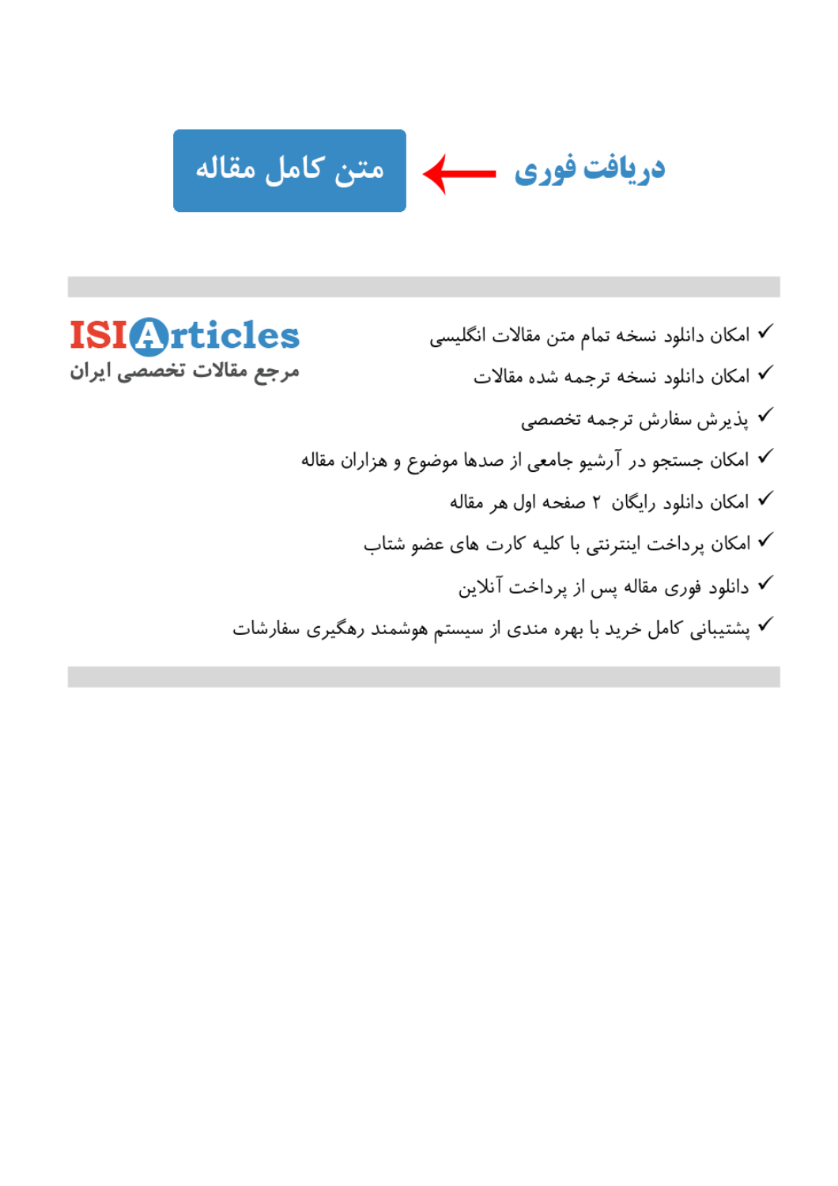دریافت فوری ← متن کامل مقاله

**ISIArticles**
مرجع مقالات تخصصی ایران

- ✓ امکان دانلود نسخه تمام متن مقالات انگلیسی
- ✓ امکان دانلود نسخه ترجمه شده مقالات
- ✓ پذیرش سفارش ترجمه تخصصی
- ✓ امکان جستجو در آرشیو جامعی از صدها موضوع و هزاران مقاله
- ✓ امکان دانلود رایگان ۲ صفحه اول هر مقاله
- ✓ امکان پرداخت اینترنتی با کلیه کارت های عضو شتاب
- ✓ دانلود فوری مقاله پس از پرداخت آنلاین
- ✓ پشتیبانی کامل خرید با بهره مندی از سیستم هوشمند رهگیری سفارشات